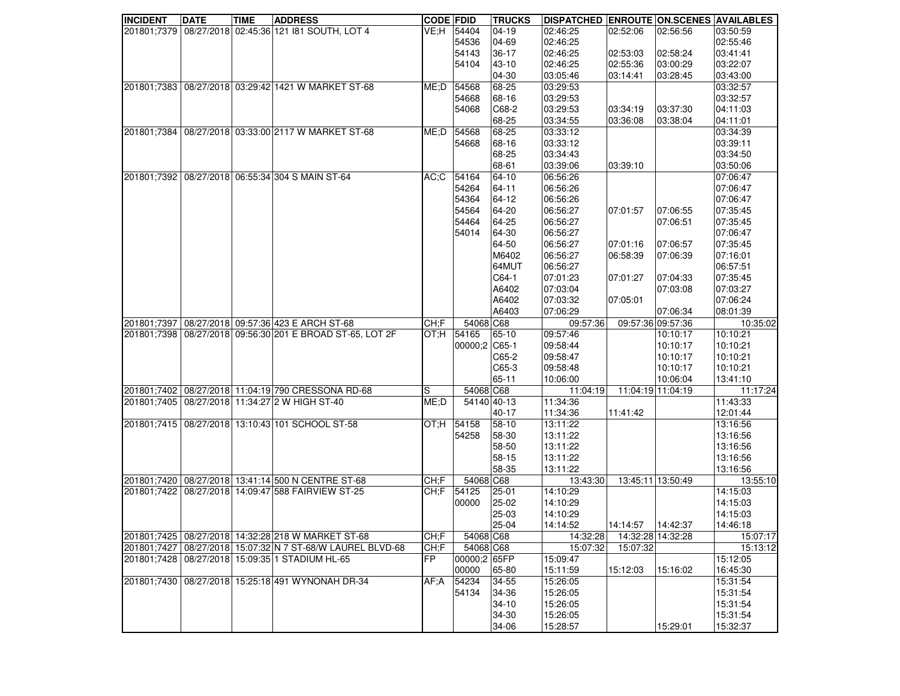| INCIDENT | DATE | TIME | ADDRESS | CODE | FDID | TRUCKS | DISPATCHED | ENROUTE | ON.SCENES | AVAILABLES |
|---|---|---|---|---|---|---|---|---|---|---|
| 201801;7379 | 08/27/2018 | 02:45:36 | 121 I81 SOUTH, LOT 4 | VE;H | 54404 | 04-19 | 02:46:25 | 02:52:06 | 02:56:56 | 03:50:59 |
| | | | | | 54536 | 04-69 | 02:46:25 | | | 02:55:46 |
| | | | | | 54143 | 36-17 | 02:46:25 | 02:53:03 | 02:58:24 | 03:41:41 |
| | | | | | 54104 | 43-10 | 02:46:25 | 02:55:36 | 03:00:29 | 03:22:07 |
| | | | | | | 04-30 | 03:05:46 | 03:14:41 | 03:28:45 | 03:43:00 |
| 201801;7383 | 08/27/2018 | 03:29:42 | 1421 W MARKET ST-68 | ME;D | 54568 | 68-25 | 03:29:53 | | | 03:32:57 |
| | | | | | 54668 | 68-16 | 03:29:53 | | | 03:32:57 |
| | | | | | 54068 | C68-2 | 03:29:53 | 03:34:19 | 03:37:30 | 04:11:03 |
| | | | | | | 68-25 | 03:34:55 | 03:36:08 | 03:38:04 | 04:11:01 |
| 201801;7384 | 08/27/2018 | 03:33:00 | 2117 W MARKET ST-68 | ME;D | 54568 | 68-25 | 03:33:12 | | | 03:34:39 |
| | | | | | 54668 | 68-16 | 03:33:12 | | | 03:39:11 |
| | | | | | | 68-25 | 03:34:43 | | | 03:34:50 |
| | | | | | | 68-61 | 03:39:06 | 03:39:10 | | 03:50:06 |
| 201801;7392 | 08/27/2018 | 06:55:34 | 304 S MAIN ST-64 | AC;C | 54164 | 64-10 | 06:56:26 | | | 07:06:47 |
| | | | | | 54264 | 64-11 | 06:56:26 | | | 07:06:47 |
| | | | | | 54364 | 64-12 | 06:56:26 | | | 07:06:47 |
| | | | | | 54564 | 64-20 | 06:56:27 | 07:01:57 | 07:06:55 | 07:35:45 |
| | | | | | 54464 | 64-25 | 06:56:27 | | 07:06:51 | 07:35:45 |
| | | | | | 54014 | 64-30 | 06:56:27 | | | 07:06:47 |
| | | | | | | 64-50 | 06:56:27 | 07:01:16 | 07:06:57 | 07:35:45 |
| | | | | | | M6402 | 06:56:27 | 06:58:39 | 07:06:39 | 07:16:01 |
| | | | | | | 64MUT | 06:56:27 | | | 06:57:51 |
| | | | | | | C64-1 | 07:01:23 | 07:01:27 | 07:04:33 | 07:35:45 |
| | | | | | | A6402 | 07:03:04 | | 07:03:08 | 07:03:27 |
| | | | | | | A6402 | 07:03:32 | 07:05:01 | | 07:06:24 |
| | | | | | | A6403 | 07:06:29 | | 07:06:34 | 08:01:39 |
| 201801;7397 | 08/27/2018 | 09:57:36 | 423 E ARCH ST-68 | CH;F | 54068 | C68 | 09:57:36 | 09:57:36 | 09:57:36 | 10:35:02 |
| 201801;7398 | 08/27/2018 | 09:56:30 | 201 E BROAD ST-65, LOT 2F | OT;H | 54165 | 65-10 | 09:57:46 | | 10:10:17 | 10:10:21 |
| | | | | | 00000;2 | C65-1 | 09:58:44 | | 10:10:17 | 10:10:21 |
| | | | | | | C65-2 | 09:58:47 | | 10:10:17 | 10:10:21 |
| | | | | | | C65-3 | 09:58:48 | | 10:10:17 | 10:10:21 |
| | | | | | | 65-11 | 10:06:00 | | 10:06:04 | 13:41:10 |
| 201801;7402 | 08/27/2018 | 11:04:19 | 790 CRESSONA RD-68 | S | 54068 | C68 | 11:04:19 | 11:04:19 | 11:04:19 | 11:17:24 |
| 201801;7405 | 08/27/2018 | 11:34:27 | 2 W HIGH ST-40 | ME;D | 54140 | 40-13 | 11:34:36 | | | 11:43:33 |
| | | | | | | 40-17 | 11:34:36 | 11:41:42 | | 12:01:44 |
| 201801;7415 | 08/27/2018 | 13:10:43 | 101 SCHOOL ST-58 | OT;H | 54158 | 58-10 | 13:11:22 | | | 13:16:56 |
| | | | | | 54258 | 58-30 | 13:11:22 | | | 13:16:56 |
| | | | | | | 58-50 | 13:11:22 | | | 13:16:56 |
| | | | | | | 58-15 | 13:11:22 | | | 13:16:56 |
| | | | | | | 58-35 | 13:11:22 | | | 13:16:56 |
| 201801;7420 | 08/27/2018 | 13:41:14 | 500 N CENTRE ST-68 | CH;F | 54068 | C68 | 13:43:30 | 13:45:11 | 13:50:49 | 13:55:10 |
| 201801;7422 | 08/27/2018 | 14:09:47 | 588 FAIRVIEW ST-25 | CH;F | 54125 | 25-01 | 14:10:29 | | | 14:15:03 |
| | | | | | 00000 | 25-02 | 14:10:29 | | | 14:15:03 |
| | | | | | | 25-03 | 14:10:29 | | | 14:15:03 |
| | | | | | | 25-04 | 14:14:52 | 14:14:57 | 14:42:37 | 14:46:18 |
| 201801;7425 | 08/27/2018 | 14:32:28 | 218 W MARKET ST-68 | CH;F | 54068 | C68 | 14:32:28 | 14:32:28 | 14:32:28 | 15:07:17 |
| 201801;7427 | 08/27/2018 | 15:07:32 | N 7 ST-68/W LAUREL BLVD-68 | CH;F | 54068 | C68 | 15:07:32 | 15:07:32 | | 15:13:12 |
| 201801;7428 | 08/27/2018 | 15:09:35 | 1 STADIUM HL-65 | FP | 00000;2 | 65FP | 15:09:47 | | | 15:12:05 |
| | | | | | 00000 | 65-80 | 15:11:59 | 15:12:03 | 15:16:02 | 16:45:30 |
| 201801;7430 | 08/27/2018 | 15:25:18 | 491 WYNONAH DR-34 | AF;A | 54234 | 34-55 | 15:26:05 | | | 15:31:54 |
| | | | | | 54134 | 34-36 | 15:26:05 | | | 15:31:54 |
| | | | | | | 34-10 | 15:26:05 | | | 15:31:54 |
| | | | | | | 34-30 | 15:26:05 | | | 15:31:54 |
| | | | | | | 34-06 | 15:28:57 | | 15:29:01 | 15:32:37 |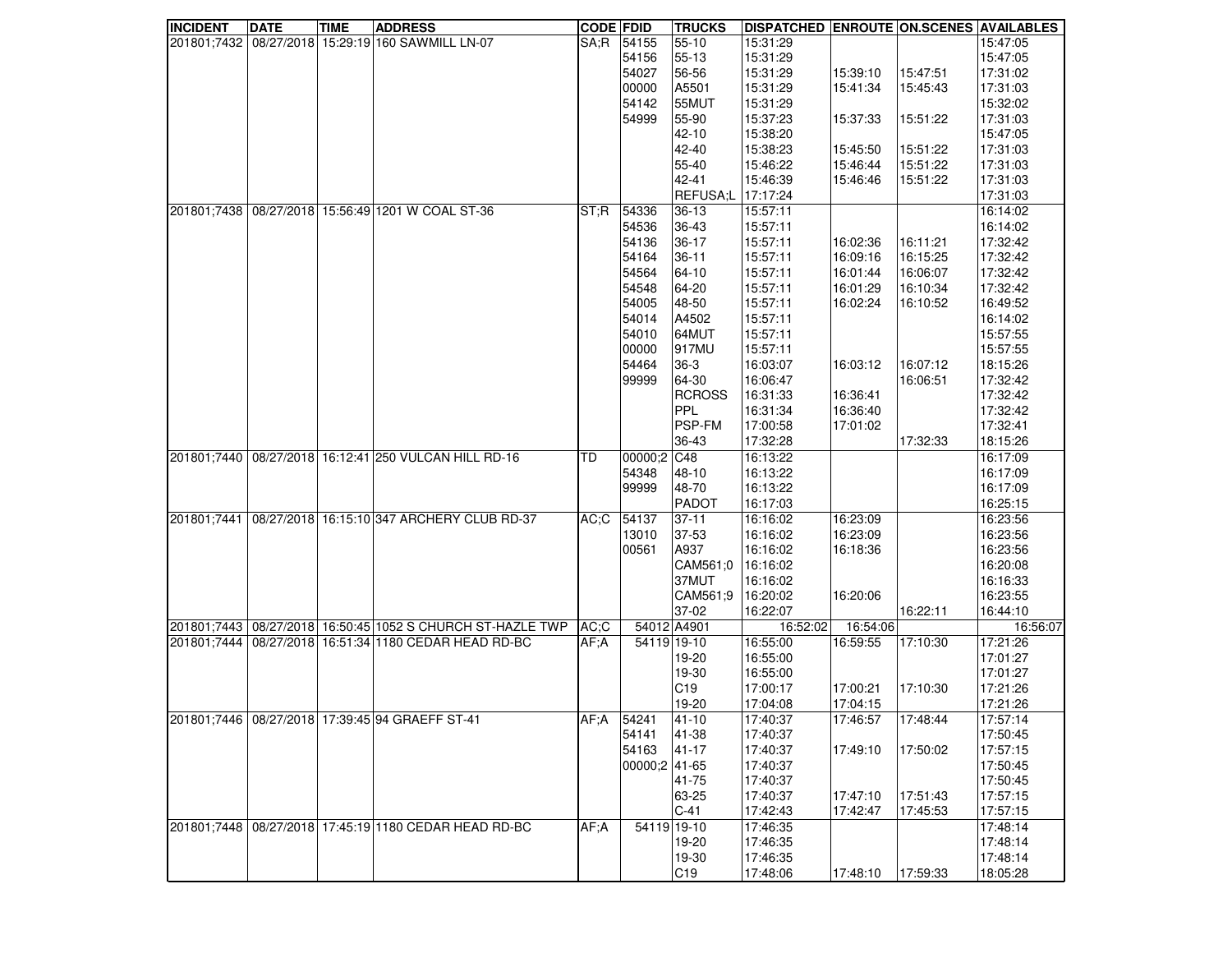| INCIDENT | DATE | TIME | ADDRESS | CODE | FDID | TRUCKS | DISPATCHED | ENROUTE | ON.SCENES | AVAILABLES |
|---|---|---|---|---|---|---|---|---|---|---|
| 201801;7432 | 08/27/2018 | 15:29:19 | 160 SAWMILL LN-07 | SA;R | 54155 | 55-10 | 15:31:29 | | | 15:47:05 |
| | | | | | 54156 | 55-13 | 15:31:29 | | | 15:47:05 |
| | | | | | 54027 | 56-56 | 15:31:29 | 15:39:10 | 15:47:51 | 17:31:02 |
| | | | | | 00000 | A5501 | 15:31:29 | 15:41:34 | 15:45:43 | 17:31:03 |
| | | | | | 54142 | 55MUT | 15:31:29 | | | 15:32:02 |
| | | | | | 54999 | 55-90 | 15:37:23 | 15:37:33 | 15:51:22 | 17:31:03 |
| | | | | | | 42-10 | 15:38:20 | | | 15:47:05 |
| | | | | | | 42-40 | 15:38:23 | 15:45:50 | 15:51:22 | 17:31:03 |
| | | | | | | 55-40 | 15:46:22 | 15:46:44 | 15:51:22 | 17:31:03 |
| | | | | | | 42-41 | 15:46:39 | 15:46:46 | 15:51:22 | 17:31:03 |
| | | | | | | REFUSA;L | 17:17:24 | | | 17:31:03 |
| 201801;7438 | 08/27/2018 | 15:56:49 | 1201 W COAL ST-36 | ST;R | 54336 | 36-13 | 15:57:11 | | | 16:14:02 |
| | | | | | 54536 | 36-43 | 15:57:11 | | | 16:14:02 |
| | | | | | 54136 | 36-17 | 15:57:11 | 16:02:36 | 16:11:21 | 17:32:42 |
| | | | | | 54164 | 36-11 | 15:57:11 | 16:09:16 | 16:15:25 | 17:32:42 |
| | | | | | 54564 | 64-10 | 15:57:11 | 16:01:44 | 16:06:07 | 17:32:42 |
| | | | | | 54548 | 64-20 | 15:57:11 | 16:01:29 | 16:10:34 | 17:32:42 |
| | | | | | 54005 | 48-50 | 15:57:11 | 16:02:24 | 16:10:52 | 16:49:52 |
| | | | | | 54014 | A4502 | 15:57:11 | | | 16:14:02 |
| | | | | | 54010 | 64MUT | 15:57:11 | | | 15:57:55 |
| | | | | | 00000 | 917MU | 15:57:11 | | | 15:57:55 |
| | | | | | 54464 | 36-3 | 16:03:07 | 16:03:12 | 16:07:12 | 18:15:26 |
| | | | | | 99999 | 64-30 | 16:06:47 | | 16:06:51 | 17:32:42 |
| | | | | | | RCROSS | 16:31:33 | 16:36:41 | | 17:32:42 |
| | | | | | | PPL | 16:31:34 | 16:36:40 | | 17:32:42 |
| | | | | | | PSP-FM | 17:00:58 | 17:01:02 | | 17:32:41 |
| | | | | | | 36-43 | 17:32:28 | | 17:32:33 | 18:15:26 |
| 201801;7440 | 08/27/2018 | 16:12:41 | 250 VULCAN HILL RD-16 | TD | 00000;2 | C48 | 16:13:22 | | | 16:17:09 |
| | | | | | 54348 | 48-10 | 16:13:22 | | | 16:17:09 |
| | | | | | 99999 | 48-70 | 16:13:22 | | | 16:17:09 |
| | | | | | | PADOT | 16:17:03 | | | 16:25:15 |
| 201801;7441 | 08/27/2018 | 16:15:10 | 347 ARCHERY CLUB RD-37 | AC;C | 54137 | 37-11 | 16:16:02 | 16:23:09 | | 16:23:56 |
| | | | | | 13010 | 37-53 | 16:16:02 | 16:23:09 | | 16:23:56 |
| | | | | | 00561 | A937 | 16:16:02 | 16:18:36 | | 16:23:56 |
| | | | | | | CAM561;0 | 16:16:02 | | | 16:20:08 |
| | | | | | | 37MUT | 16:16:02 | | | 16:16:33 |
| | | | | | | CAM561;9 | 16:20:02 | 16:20:06 | | 16:23:55 |
| | | | | | | 37-02 | 16:22:07 | | 16:22:11 | 16:44:10 |
| 201801;7443 | 08/27/2018 | 16:50:45 | 1052 S CHURCH ST-HAZLE TWP | AC;C | 54012 | A4901 | 16:52:02 | 16:54:06 | | 16:56:07 |
| 201801;7444 | 08/27/2018 | 16:51:34 | 1180 CEDAR HEAD RD-BC | AF;A | 54119 | 19-10 | 16:55:00 | 16:59:55 | 17:10:30 | 17:21:26 |
| | | | | | | 19-20 | 16:55:00 | | | 17:01:27 |
| | | | | | | 19-30 | 16:55:00 | | | 17:01:27 |
| | | | | | | C19 | 17:00:17 | 17:00:21 | 17:10:30 | 17:21:26 |
| | | | | | | 19-20 | 17:04:08 | 17:04:15 | | 17:21:26 |
| 201801;7446 | 08/27/2018 | 17:39:45 | 94 GRAEFF ST-41 | AF;A | 54241 | 41-10 | 17:40:37 | 17:46:57 | 17:48:44 | 17:57:14 |
| | | | | | 54141 | 41-38 | 17:40:37 | | | 17:50:45 |
| | | | | | 54163 | 41-17 | 17:40:37 | 17:49:10 | 17:50:02 | 17:57:15 |
| | | | | | 00000;2 | 41-65 | 17:40:37 | | | 17:50:45 |
| | | | | | | 41-75 | 17:40:37 | | | 17:50:45 |
| | | | | | | 63-25 | 17:40:37 | 17:47:10 | 17:51:43 | 17:57:15 |
| | | | | | | C-41 | 17:42:43 | 17:42:47 | 17:45:53 | 17:57:15 |
| 201801;7448 | 08/27/2018 | 17:45:19 | 1180 CEDAR HEAD RD-BC | AF;A | 54119 | 19-10 | 17:46:35 | | | 17:48:14 |
| | | | | | | 19-20 | 17:46:35 | | | 17:48:14 |
| | | | | | | 19-30 | 17:46:35 | | | 17:48:14 |
| | | | | | | C19 | 17:48:06 | 17:48:10 | 17:59:33 | 18:05:28 |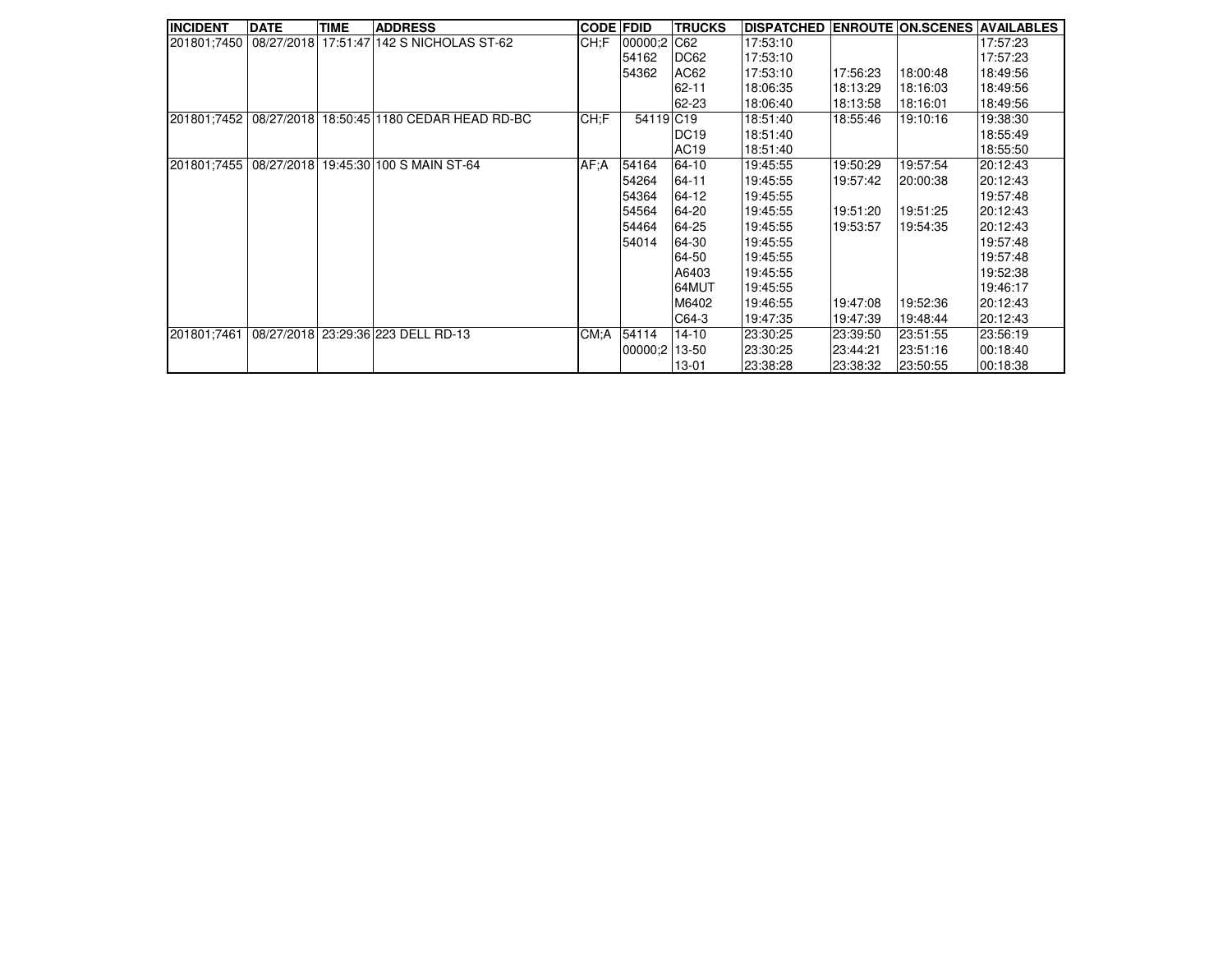| INCIDENT | DATE | TIME | ADDRESS | CODE | FDID | TRUCKS | DISPATCHED | ENROUTE | ON.SCENES | AVAILABLES |
|---|---|---|---|---|---|---|---|---|---|---|
| 201801;7450 | 08/27/2018 | 17:51:47 | 142 S NICHOLAS ST-62 | CH;F | 00000;2 | C62 | 17:53:10 | | | 17:57:23 |
| | | | | | 54162 | DC62 | 17:53:10 | | | 17:57:23 |
| | | | | | 54362 | AC62 | 17:53:10 | 17:56:23 | 18:00:48 | 18:49:56 |
| | | | | | | 62-11 | 18:06:35 | 18:13:29 | 18:16:03 | 18:49:56 |
| | | | | | | 62-23 | 18:06:40 | 18:13:58 | 18:16:01 | 18:49:56 |
| 201801;7452 | 08/27/2018 | 18:50:45 | 1180 CEDAR HEAD RD-BC | CH;F | 54119 | C19 | 18:51:40 | 18:55:46 | 19:10:16 | 19:38:30 |
| | | | | | | DC19 | 18:51:40 | | | 18:55:49 |
| | | | | | | AC19 | 18:51:40 | | | 18:55:50 |
| 201801;7455 | 08/27/2018 | 19:45:30 | 100 S MAIN ST-64 | AF;A | 54164 | 64-10 | 19:45:55 | 19:50:29 | 19:57:54 | 20:12:43 |
| | | | | | 54264 | 64-11 | 19:45:55 | 19:57:42 | 20:00:38 | 20:12:43 |
| | | | | | 54364 | 64-12 | 19:45:55 | | | 19:57:48 |
| | | | | | 54564 | 64-20 | 19:45:55 | 19:51:20 | 19:51:25 | 20:12:43 |
| | | | | | 54464 | 64-25 | 19:45:55 | 19:53:57 | 19:54:35 | 20:12:43 |
| | | | | | 54014 | 64-30 | 19:45:55 | | | 19:57:48 |
| | | | | | | 64-50 | 19:45:55 | | | 19:57:48 |
| | | | | | | A6403 | 19:45:55 | | | 19:52:38 |
| | | | | | | 64MUT | 19:45:55 | | | 19:46:17 |
| | | | | | | M6402 | 19:46:55 | 19:47:08 | 19:52:36 | 20:12:43 |
| | | | | | | C64-3 | 19:47:35 | 19:47:39 | 19:48:44 | 20:12:43 |
| 201801;7461 | 08/27/2018 | 23:29:36 | 223 DELL RD-13 | CM;A | 54114 | 14-10 | 23:30:25 | 23:39:50 | 23:51:55 | 23:56:19 |
| | | | | | 00000;2 | 13-50 | 23:30:25 | 23:44:21 | 23:51:16 | 00:18:40 |
| | | | | | | 13-01 | 23:38:28 | 23:38:32 | 23:50:55 | 00:18:38 |